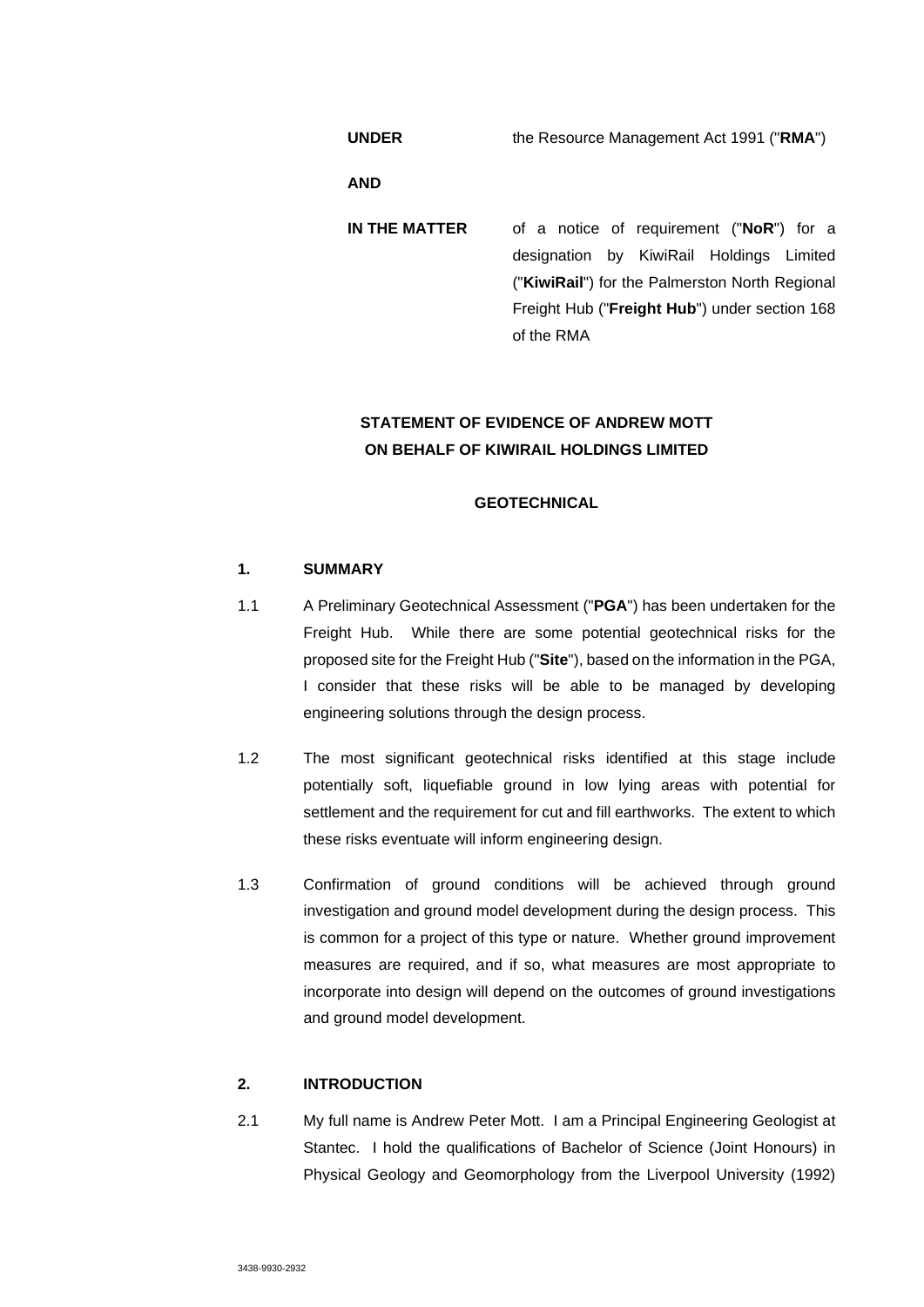| | |
|---|---|
| **UNDER** | the Resource Management Act 1991 ("**RMA**") |
| **AND** | |
| **IN THE MATTER** | of a notice of requirement ("**NoR**") for a designation by KiwiRail Holdings Limited ("**KiwiRail**") for the Palmerston North Regional Freight Hub ("**Freight Hub**") under section 168 of the RMA |

**STATEMENT OF EVIDENCE OF ANDREW MOTT ON BEHALF OF KIWIRAIL HOLDINGS LIMITED**

**GEOTECHNICAL**

## 1. SUMMARY

1.1 A Preliminary Geotechnical Assessment ("**PGA**") has been undertaken for the Freight Hub. While there are some potential geotechnical risks for the proposed site for the Freight Hub ("**Site**"), based on the information in the PGA, I consider that these risks will be able to be managed by developing engineering solutions through the design process.

1.2 The most significant geotechnical risks identified at this stage include potentially soft, liquefiable ground in low lying areas with potential for settlement and the requirement for cut and fill earthworks. The extent to which these risks eventuate will inform engineering design.

1.3 Confirmation of ground conditions will be achieved through ground investigation and ground model development during the design process. This is common for a project of this type or nature. Whether ground improvement measures are required, and if so, what measures are most appropriate to incorporate into design will depend on the outcomes of ground investigations and ground model development.

## 2. INTRODUCTION

2.1 My full name is Andrew Peter Mott. I am a Principal Engineering Geologist at Stantec. I hold the qualifications of Bachelor of Science (Joint Honours) in Physical Geology and Geomorphology from the Liverpool University (1992)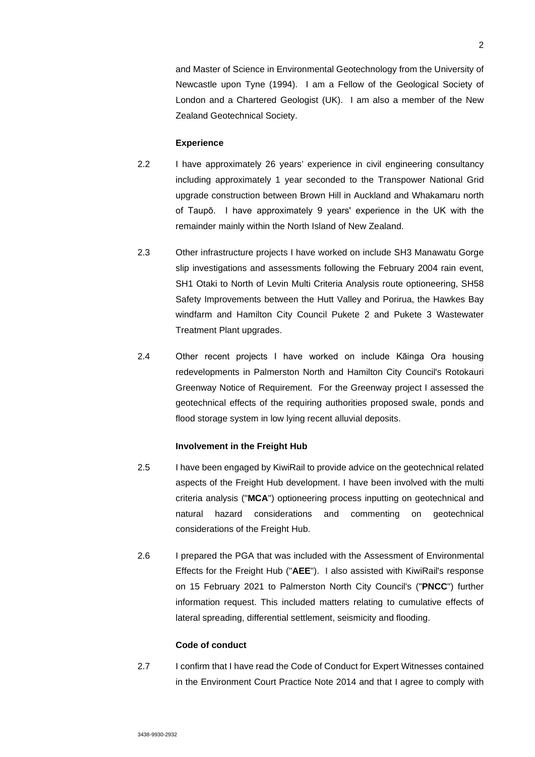and Master of Science in Environmental Geotechnology from the University of Newcastle upon Tyne (1994). I am a Fellow of the Geological Society of London and a Chartered Geologist (UK). I am also a member of the New Zealand Geotechnical Society.

**Experience**

2.2 I have approximately 26 years' experience in civil engineering consultancy including approximately 1 year seconded to the Transpower National Grid upgrade construction between Brown Hill in Auckland and Whakamaru north of Taupō. I have approximately 9 years' experience in the UK with the remainder mainly within the North Island of New Zealand.

2.3 Other infrastructure projects I have worked on include SH3 Manawatu Gorge slip investigations and assessments following the February 2004 rain event, SH1 Otaki to North of Levin Multi Criteria Analysis route optioneering, SH58 Safety Improvements between the Hutt Valley and Porirua, the Hawkes Bay windfarm and Hamilton City Council Pukete 2 and Pukete 3 Wastewater Treatment Plant upgrades.

2.4 Other recent projects I have worked on include Kāinga Ora housing redevelopments in Palmerston North and Hamilton City Council's Rotokauri Greenway Notice of Requirement. For the Greenway project I assessed the geotechnical effects of the requiring authorities proposed swale, ponds and flood storage system in low lying recent alluvial deposits.

**Involvement in the Freight Hub**

2.5 I have been engaged by KiwiRail to provide advice on the geotechnical related aspects of the Freight Hub development. I have been involved with the multi criteria analysis ("**MCA**") optioneering process inputting on geotechnical and natural hazard considerations and commenting on geotechnical considerations of the Freight Hub.

2.6 I prepared the PGA that was included with the Assessment of Environmental Effects for the Freight Hub ("**AEE**"). I also assisted with KiwiRail's response on 15 February 2021 to Palmerston North City Council's ("**PNCC**") further information request. This included matters relating to cumulative effects of lateral spreading, differential settlement, seismicity and flooding.

**Code of conduct**

2.7 I confirm that I have read the Code of Conduct for Expert Witnesses contained in the Environment Court Practice Note 2014 and that I agree to comply with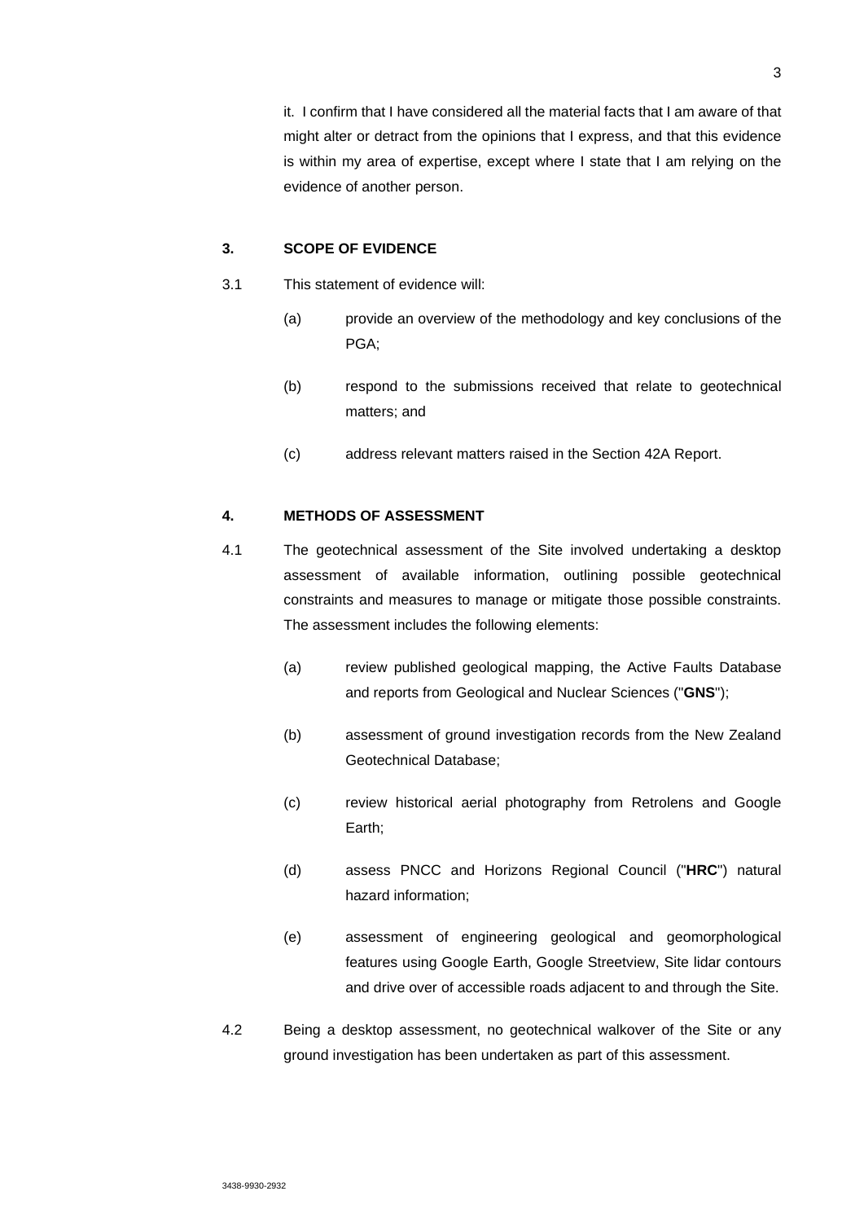it. I confirm that I have considered all the material facts that I am aware of that might alter or detract from the opinions that I express, and that this evidence is within my area of expertise, except where I state that I am relying on the evidence of another person.

## 3. SCOPE OF EVIDENCE

3.1 This statement of evidence will:

(a) provide an overview of the methodology and key conclusions of the PGA;

(b) respond to the submissions received that relate to geotechnical matters; and

(c) address relevant matters raised in the Section 42A Report.

## 4. METHODS OF ASSESSMENT

4.1 The geotechnical assessment of the Site involved undertaking a desktop assessment of available information, outlining possible geotechnical constraints and measures to manage or mitigate those possible constraints. The assessment includes the following elements:

(a) review published geological mapping, the Active Faults Database and reports from Geological and Nuclear Sciences ("**GNS**");

(b) assessment of ground investigation records from the New Zealand Geotechnical Database;

(c) review historical aerial photography from Retrolens and Google Earth;

(d) assess PNCC and Horizons Regional Council ("**HRC**") natural hazard information;

(e) assessment of engineering geological and geomorphological features using Google Earth, Google Streetview, Site lidar contours and drive over of accessible roads adjacent to and through the Site.

4.2 Being a desktop assessment, no geotechnical walkover of the Site or any ground investigation has been undertaken as part of this assessment.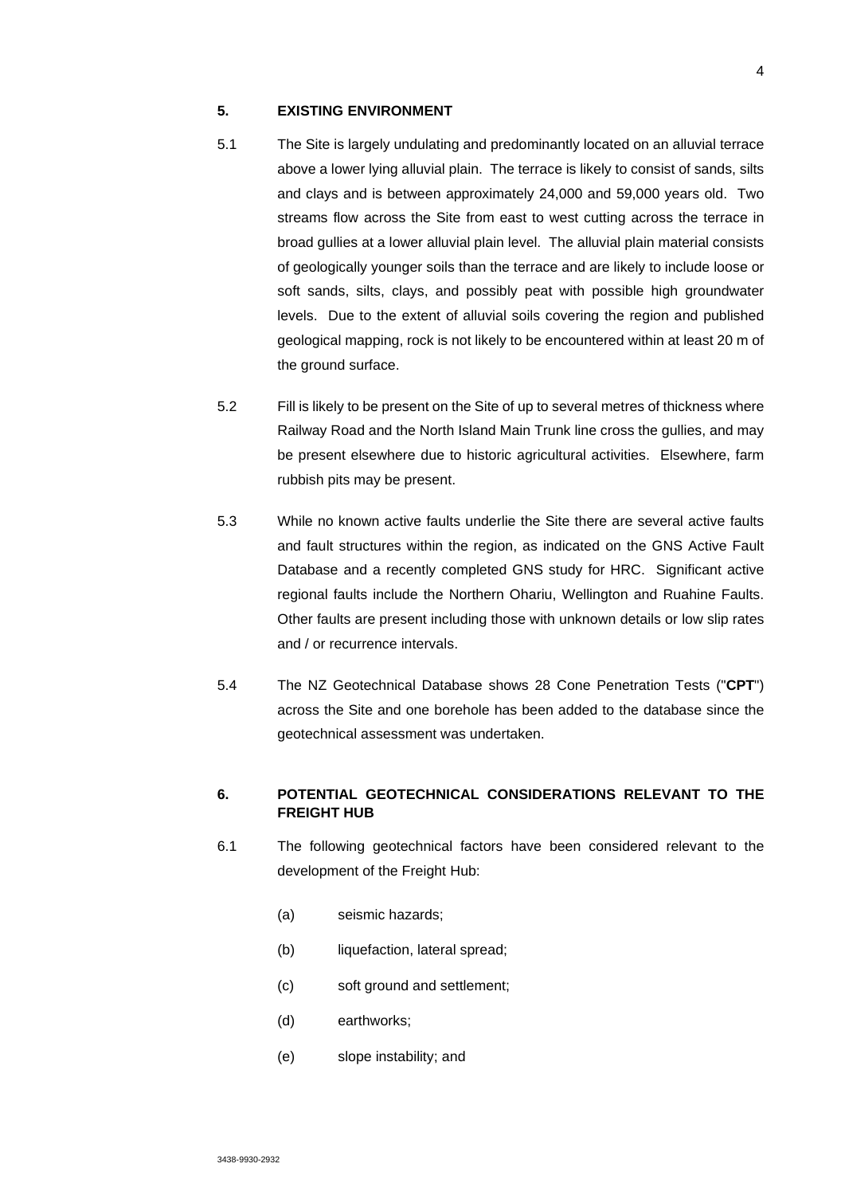## 5. EXISTING ENVIRONMENT

5.1 The Site is largely undulating and predominantly located on an alluvial terrace above a lower lying alluvial plain. The terrace is likely to consist of sands, silts and clays and is between approximately 24,000 and 59,000 years old. Two streams flow across the Site from east to west cutting across the terrace in broad gullies at a lower alluvial plain level. The alluvial plain material consists of geologically younger soils than the terrace and are likely to include loose or soft sands, silts, clays, and possibly peat with possible high groundwater levels. Due to the extent of alluvial soils covering the region and published geological mapping, rock is not likely to be encountered within at least 20 m of the ground surface.

5.2 Fill is likely to be present on the Site of up to several metres of thickness where Railway Road and the North Island Main Trunk line cross the gullies, and may be present elsewhere due to historic agricultural activities. Elsewhere, farm rubbish pits may be present.

5.3 While no known active faults underlie the Site there are several active faults and fault structures within the region, as indicated on the GNS Active Fault Database and a recently completed GNS study for HRC. Significant active regional faults include the Northern Ohariu, Wellington and Ruahine Faults. Other faults are present including those with unknown details or low slip rates and / or recurrence intervals.

5.4 The NZ Geotechnical Database shows 28 Cone Penetration Tests ("**CPT**") across the Site and one borehole has been added to the database since the geotechnical assessment was undertaken.

## 6. POTENTIAL GEOTECHNICAL CONSIDERATIONS RELEVANT TO THE FREIGHT HUB

6.1 The following geotechnical factors have been considered relevant to the development of the Freight Hub:

(a) seismic hazards;

(b) liquefaction, lateral spread;

(c) soft ground and settlement;

(d) earthworks;

(e) slope instability; and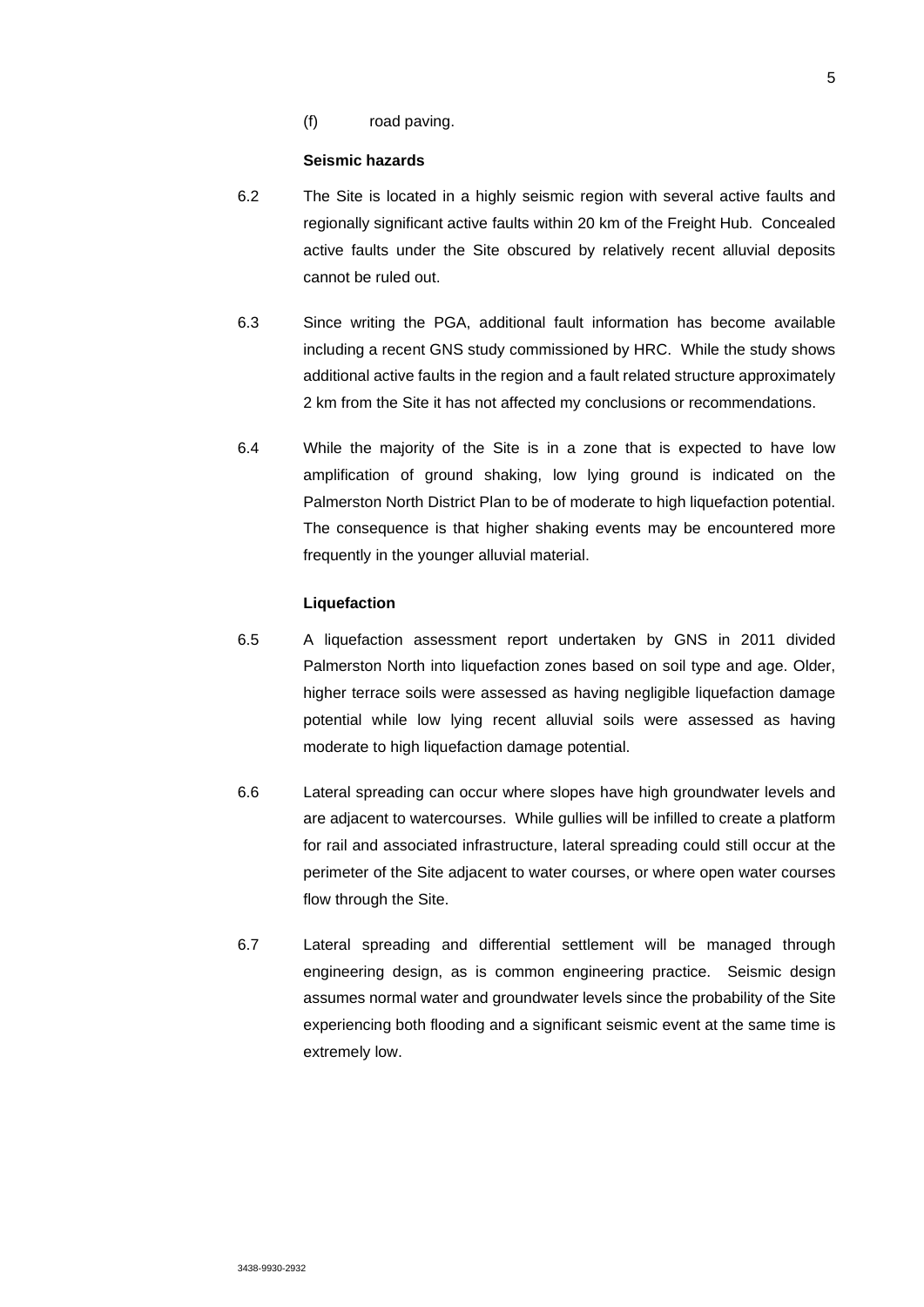(f) road paving.

**Seismic hazards**

6.2 The Site is located in a highly seismic region with several active faults and regionally significant active faults within 20 km of the Freight Hub. Concealed active faults under the Site obscured by relatively recent alluvial deposits cannot be ruled out.

6.3 Since writing the PGA, additional fault information has become available including a recent GNS study commissioned by HRC. While the study shows additional active faults in the region and a fault related structure approximately 2 km from the Site it has not affected my conclusions or recommendations.

6.4 While the majority of the Site is in a zone that is expected to have low amplification of ground shaking, low lying ground is indicated on the Palmerston North District Plan to be of moderate to high liquefaction potential. The consequence is that higher shaking events may be encountered more frequently in the younger alluvial material.

**Liquefaction**

6.5 A liquefaction assessment report undertaken by GNS in 2011 divided Palmerston North into liquefaction zones based on soil type and age. Older, higher terrace soils were assessed as having negligible liquefaction damage potential while low lying recent alluvial soils were assessed as having moderate to high liquefaction damage potential.

6.6 Lateral spreading can occur where slopes have high groundwater levels and are adjacent to watercourses. While gullies will be infilled to create a platform for rail and associated infrastructure, lateral spreading could still occur at the perimeter of the Site adjacent to water courses, or where open water courses flow through the Site.

6.7 Lateral spreading and differential settlement will be managed through engineering design, as is common engineering practice. Seismic design assumes normal water and groundwater levels since the probability of the Site experiencing both flooding and a significant seismic event at the same time is extremely low.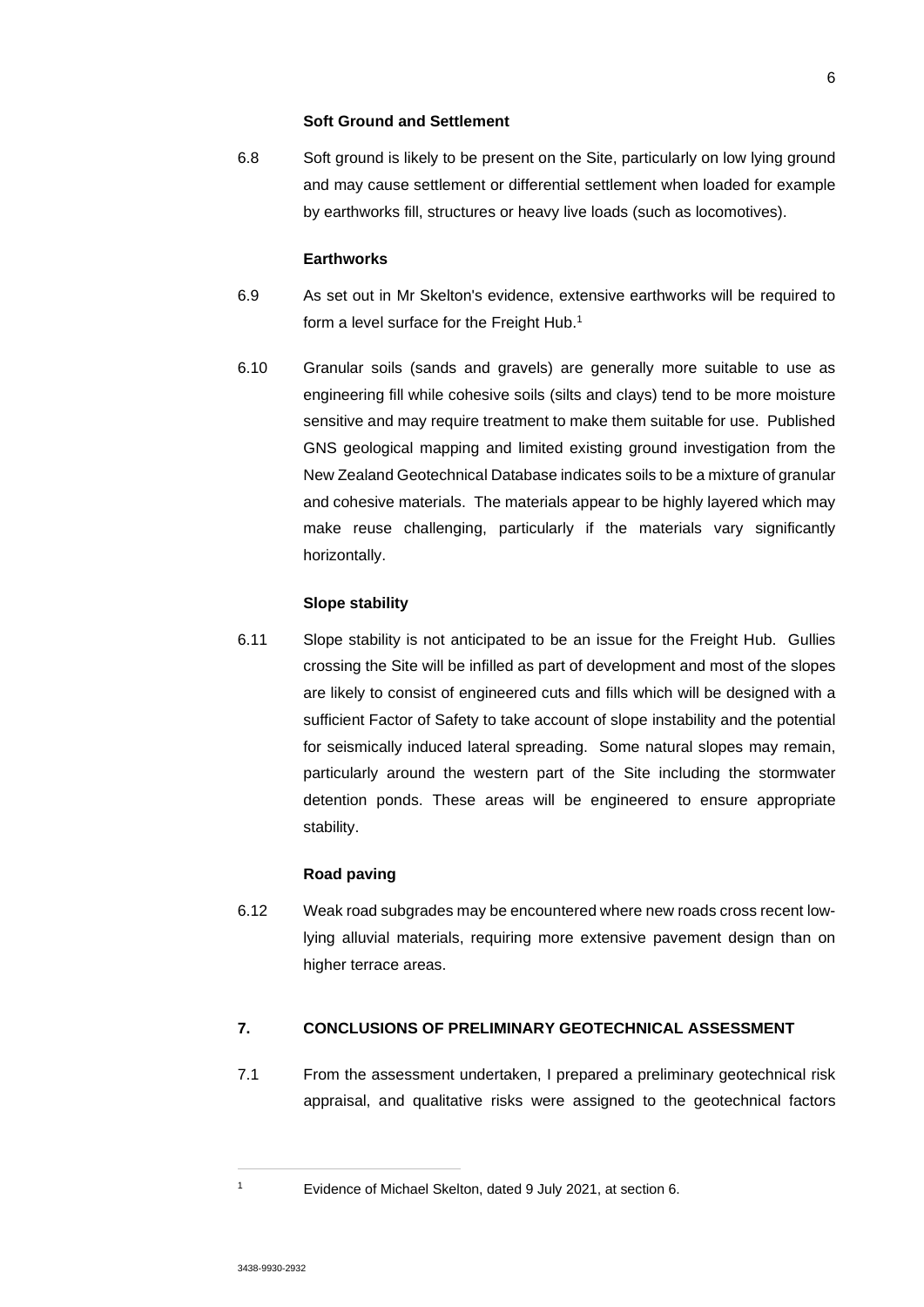**Soft Ground and Settlement**

6.8 Soft ground is likely to be present on the Site, particularly on low lying ground and may cause settlement or differential settlement when loaded for example by earthworks fill, structures or heavy live loads (such as locomotives).

**Earthworks**

6.9 As set out in Mr Skelton's evidence, extensive earthworks will be required to form a level surface for the Freight Hub.[1]

6.10 Granular soils (sands and gravels) are generally more suitable to use as engineering fill while cohesive soils (silts and clays) tend to be more moisture sensitive and may require treatment to make them suitable for use. Published GNS geological mapping and limited existing ground investigation from the New Zealand Geotechnical Database indicates soils to be a mixture of granular and cohesive materials. The materials appear to be highly layered which may make reuse challenging, particularly if the materials vary significantly horizontally.

**Slope stability**

6.11 Slope stability is not anticipated to be an issue for the Freight Hub. Gullies crossing the Site will be infilled as part of development and most of the slopes are likely to consist of engineered cuts and fills which will be designed with a sufficient Factor of Safety to take account of slope instability and the potential for seismically induced lateral spreading. Some natural slopes may remain, particularly around the western part of the Site including the stormwater detention ponds. These areas will be engineered to ensure appropriate stability.

**Road paving**

6.12 Weak road subgrades may be encountered where new roads cross recent low-lying alluvial materials, requiring more extensive pavement design than on higher terrace areas.

## 7. CONCLUSIONS OF PRELIMINARY GEOTECHNICAL ASSESSMENT

7.1 From the assessment undertaken, I prepared a preliminary geotechnical risk appraisal, and qualitative risks were assigned to the geotechnical factors

---

[1] Evidence of Michael Skelton, dated 9 July 2021, at section 6.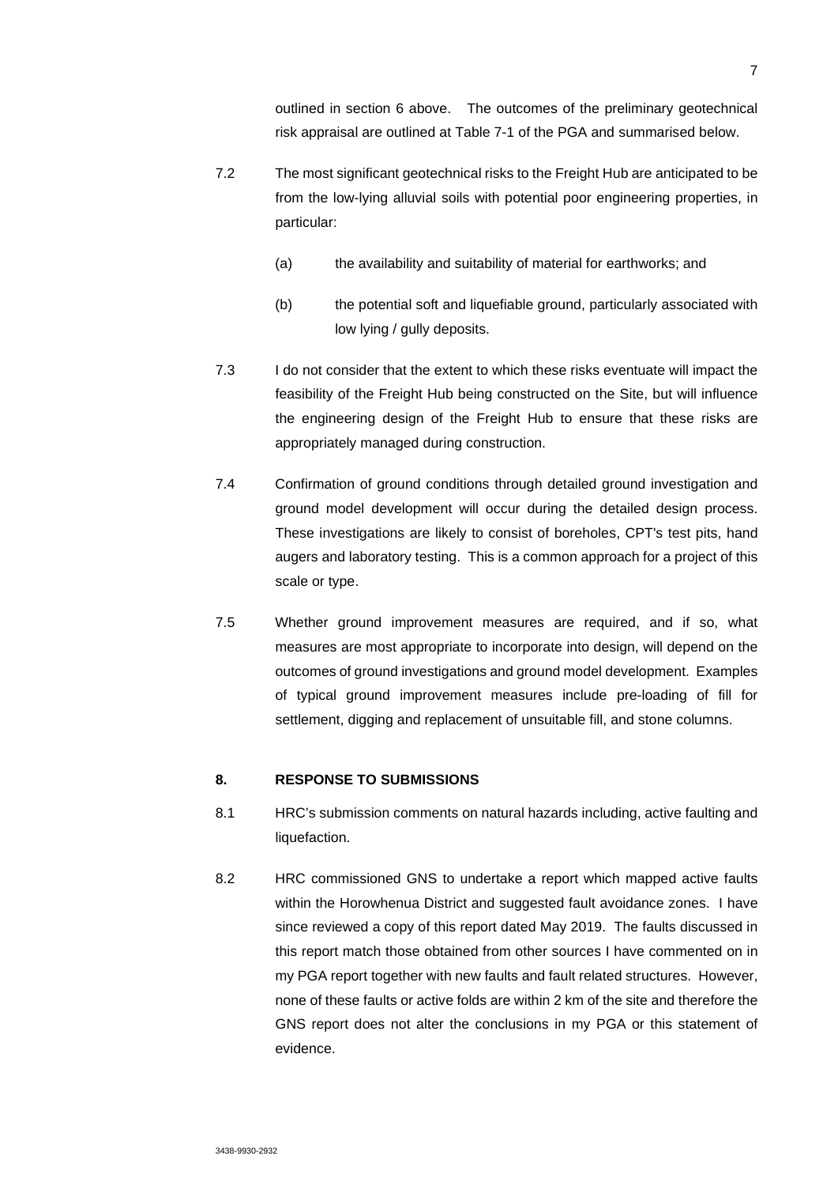outlined in section 6 above. The outcomes of the preliminary geotechnical risk appraisal are outlined at Table 7-1 of the PGA and summarised below.

7.2 The most significant geotechnical risks to the Freight Hub are anticipated to be from the low-lying alluvial soils with potential poor engineering properties, in particular:

(a) the availability and suitability of material for earthworks; and

(b) the potential soft and liquefiable ground, particularly associated with low lying / gully deposits.

7.3 I do not consider that the extent to which these risks eventuate will impact the feasibility of the Freight Hub being constructed on the Site, but will influence the engineering design of the Freight Hub to ensure that these risks are appropriately managed during construction.

7.4 Confirmation of ground conditions through detailed ground investigation and ground model development will occur during the detailed design process. These investigations are likely to consist of boreholes, CPT's test pits, hand augers and laboratory testing. This is a common approach for a project of this scale or type.

7.5 Whether ground improvement measures are required, and if so, what measures are most appropriate to incorporate into design, will depend on the outcomes of ground investigations and ground model development. Examples of typical ground improvement measures include pre-loading of fill for settlement, digging and replacement of unsuitable fill, and stone columns.

## 8. RESPONSE TO SUBMISSIONS

8.1 HRC's submission comments on natural hazards including, active faulting and liquefaction.

8.2 HRC commissioned GNS to undertake a report which mapped active faults within the Horowhenua District and suggested fault avoidance zones. I have since reviewed a copy of this report dated May 2019. The faults discussed in this report match those obtained from other sources I have commented on in my PGA report together with new faults and fault related structures. However, none of these faults or active folds are within 2 km of the site and therefore the GNS report does not alter the conclusions in my PGA or this statement of evidence.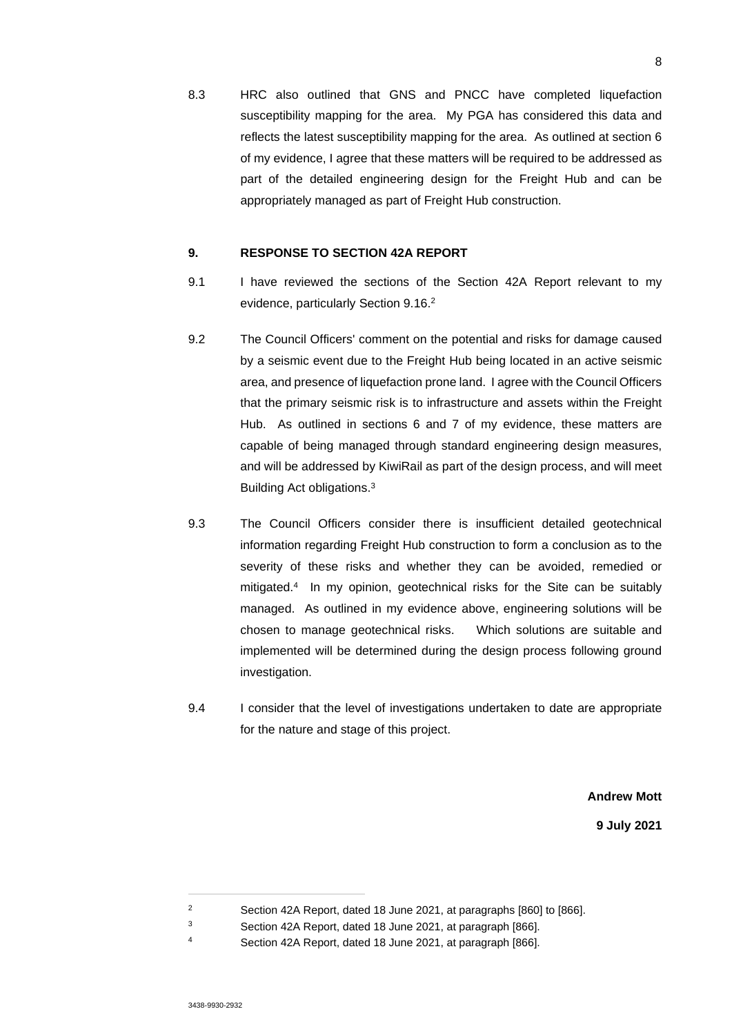8.3 HRC also outlined that GNS and PNCC have completed liquefaction susceptibility mapping for the area. My PGA has considered this data and reflects the latest susceptibility mapping for the area. As outlined at section 6 of my evidence, I agree that these matters will be required to be addressed as part of the detailed engineering design for the Freight Hub and can be appropriately managed as part of Freight Hub construction.

## 9. RESPONSE TO SECTION 42A REPORT

9.1 I have reviewed the sections of the Section 42A Report relevant to my evidence, particularly Section 9.16.[2]

9.2 The Council Officers' comment on the potential and risks for damage caused by a seismic event due to the Freight Hub being located in an active seismic area, and presence of liquefaction prone land. I agree with the Council Officers that the primary seismic risk is to infrastructure and assets within the Freight Hub. As outlined in sections 6 and 7 of my evidence, these matters are capable of being managed through standard engineering design measures, and will be addressed by KiwiRail as part of the design process, and will meet Building Act obligations.[3]

9.3 The Council Officers consider there is insufficient detailed geotechnical information regarding Freight Hub construction to form a conclusion as to the severity of these risks and whether they can be avoided, remedied or mitigated.[4] In my opinion, geotechnical risks for the Site can be suitably managed. As outlined in my evidence above, engineering solutions will be chosen to manage geotechnical risks. Which solutions are suitable and implemented will be determined during the design process following ground investigation.

9.4 I consider that the level of investigations undertaken to date are appropriate for the nature and stage of this project.

**Andrew Mott**

**9 July 2021**

---

[2] Section 42A Report, dated 18 June 2021, at paragraphs [860] to [866].

[3] Section 42A Report, dated 18 June 2021, at paragraph [866].

[4] Section 42A Report, dated 18 June 2021, at paragraph [866].